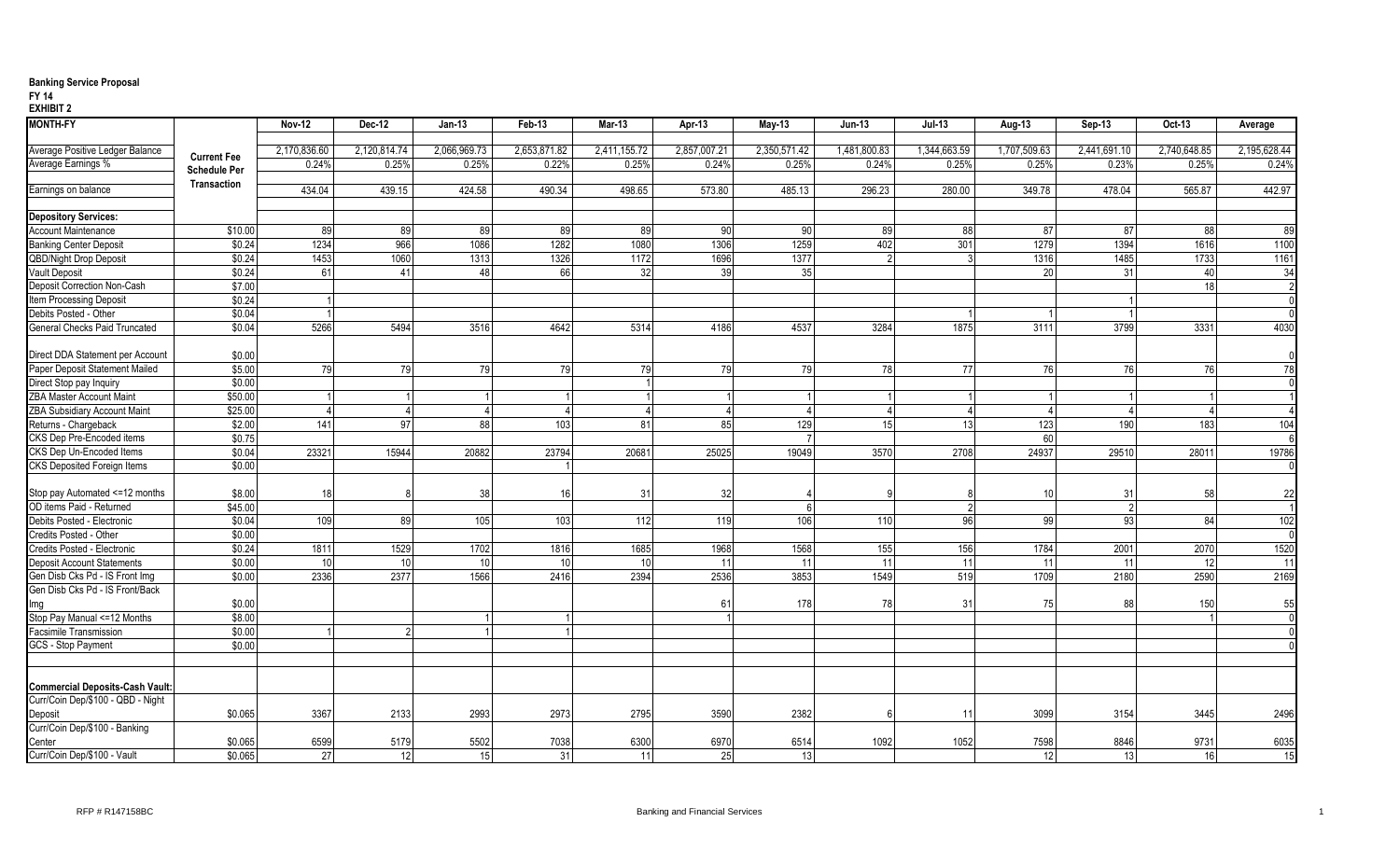**Banking Service Proposal**
**FY 14**
**EXHIBIT 2**

| MONTH-FY | | Nov-12 | Dec-12 | Jan-13 | Feb-13 | Mar-13 | Apr-13 | May-13 | Jun-13 | Jul-13 | Aug-13 | Sep-13 | Oct-13 | Average |
|---|---|---|---|---|---|---|---|---|---|---|---|---|---|---|
| Average Positive Ledger Balance | Current Fee Schedule Per Transaction | 2,170,836.60 | 2,120,814.74 | 2,066,969.73 | 2,653,871.82 | 2,411,155.72 | 2,857,007.21 | 2,350,571.42 | 1,481,800.83 | 1,344,663.59 | 1,707,509.63 | 2,441,691.10 | 2,740,648.85 | 2,195,628.44 |
| Average Earnings % | | 0.24% | 0.25% | 0.25% | 0.22% | 0.25% | 0.24% | 0.25% | 0.24% | 0.25% | 0.25% | 0.23% | 0.25% | 0.24% |
| Earnings on balance | | 434.04 | 439.15 | 424.58 | 490.34 | 498.65 | 573.80 | 485.13 | 296.23 | 280.00 | 349.78 | 478.04 | 565.87 | 442.97 |
| **Depository Services:** | | | | | | | | | | | | | | |
| Account Maintenance | $10.00 | 89 | 89 | 89 | 89 | 89 | 90 | 90 | 89 | 88 | 87 | 87 | 88 | 89 |
| Banking Center Deposit | $0.24 | 1234 | 966 | 1086 | 1282 | 1080 | 1306 | 1259 | 402 | 301 | 1279 | 1394 | 1616 | 1100 |
| QBD/Night Drop Deposit | $0.24 | 1453 | 1060 | 1313 | 1326 | 1172 | 1696 | 1377 | 2 | 3 | 1316 | 1485 | 1733 | 1161 |
| Vault Deposit | $0.24 | 61 | 41 | 48 | 66 | 32 | 39 | 35 | | | 20 | 31 | 40 | 34 |
| Deposit Correction Non-Cash | $7.00 | | | | | | | | | | | | 18 | 2 |
| Item Processing Deposit | $0.24 | 1 | | | | | | | | | | 1 | | 0 |
| Debits Posted - Other | $0.04 | 1 | | | | | | | | 1 | 1 | 1 | | 0 |
| General Checks Paid Truncated | $0.04 | 5266 | 5494 | 3516 | 4642 | 5314 | 4186 | 4537 | 3284 | 1875 | 3111 | 3799 | 3331 | 4030 |
| Direct DDA Statement per Account | $0.00 | | | | | | | | | | | | | 0 |
| Paper Deposit Statement Mailed | $5.00 | 79 | 79 | 79 | 79 | 79 | 79 | 79 | 78 | 77 | 76 | 76 | 76 | 78 |
| Direct Stop pay Inquiry | $0.00 | | | | | 1 | | | | | | | | 0 |
| ZBA Master Account Maint | $50.00 | 1 | 1 | 1 | 1 | 1 | 1 | 1 | 1 | 1 | 1 | 1 | 1 | 1 |
| ZBA Subsidiary Account Maint | $25.00 | 4 | 4 | 4 | 4 | 4 | 4 | 4 | 4 | 4 | 4 | 4 | 4 | 4 |
| Returns - Chargeback | $2.00 | 141 | 97 | 88 | 103 | 81 | 85 | 129 | 15 | 13 | 123 | 190 | 183 | 104 |
| CKS Dep Pre-Encoded items | $0.75 | | | | | | | 7 | | | 60 | | | 6 |
| CKS Dep Un-Encoded Items | $0.04 | 23321 | 15944 | 20882 | 23794 | 20681 | 25025 | 19049 | 3570 | 2708 | 24937 | 29510 | 28011 | 19786 |
| CKS Deposited Foreign Items | $0.00 | | | | 1 | | | | | | | | | 0 |
| Stop pay Automated <=12 months | $8.00 | 18 | 8 | 38 | 16 | 31 | 32 | 4 | 9 | 8 | 10 | 31 | 58 | 22 |
| OD items Paid - Returned | $45.00 | | | | | | | 6 | | 2 | | 2 | | 1 |
| Debits Posted - Electronic | $0.04 | 109 | 89 | 105 | 103 | 112 | 119 | 106 | 110 | 96 | 99 | 93 | 84 | 102 |
| Credits Posted - Other | $0.00 | | | | | | | | | | | | | 0 |
| Credits Posted - Electronic | $0.24 | 1811 | 1529 | 1702 | 1816 | 1685 | 1968 | 1568 | 155 | 156 | 1784 | 2001 | 2070 | 1520 |
| Deposit Account Statements | $0.00 | 10 | 10 | 10 | 10 | 10 | 11 | 11 | 11 | 11 | 11 | 11 | 12 | 11 |
| Gen Disb Cks Pd - IS Front Img | $0.00 | 2336 | 2377 | 1566 | 2416 | 2394 | 2536 | 3853 | 1549 | 519 | 1709 | 2180 | 2590 | 2169 |
| Gen Disb Cks Pd - IS Front/Back Img | $0.00 | | | | | | 61 | 178 | 78 | 31 | 75 | 88 | 150 | 55 |
| Stop Pay Manual <=12 Months | $8.00 | | | 1 | 1 | | 1 | | | | | | 1 | 0 |
| Facsimile Transmission | $0.00 | 1 | 2 | 1 | 1 | | | | | | | | | 0 |
| GCS - Stop Payment | $0.00 | | | | | | | | | | | | | 0 |
| **Commercial Deposits-Cash Vault:** | | | | | | | | | | | | | | |
| Curr/Coin Dep/$100 - QBD - Night Deposit | $0.065 | 3367 | 2133 | 2993 | 2973 | 2795 | 3590 | 2382 | 6 | 11 | 3099 | 3154 | 3445 | 2496 |
| Curr/Coin Dep/$100 - Banking Center | $0.065 | 6599 | 5179 | 5502 | 7038 | 6300 | 6970 | 6514 | 1092 | 1052 | 7598 | 8846 | 9731 | 6035 |
| Curr/Coin Dep/$100 - Vault | $0.065 | 27 | 12 | 15 | 31 | 11 | 25 | 13 | | | 12 | 13 | 16 | 15 |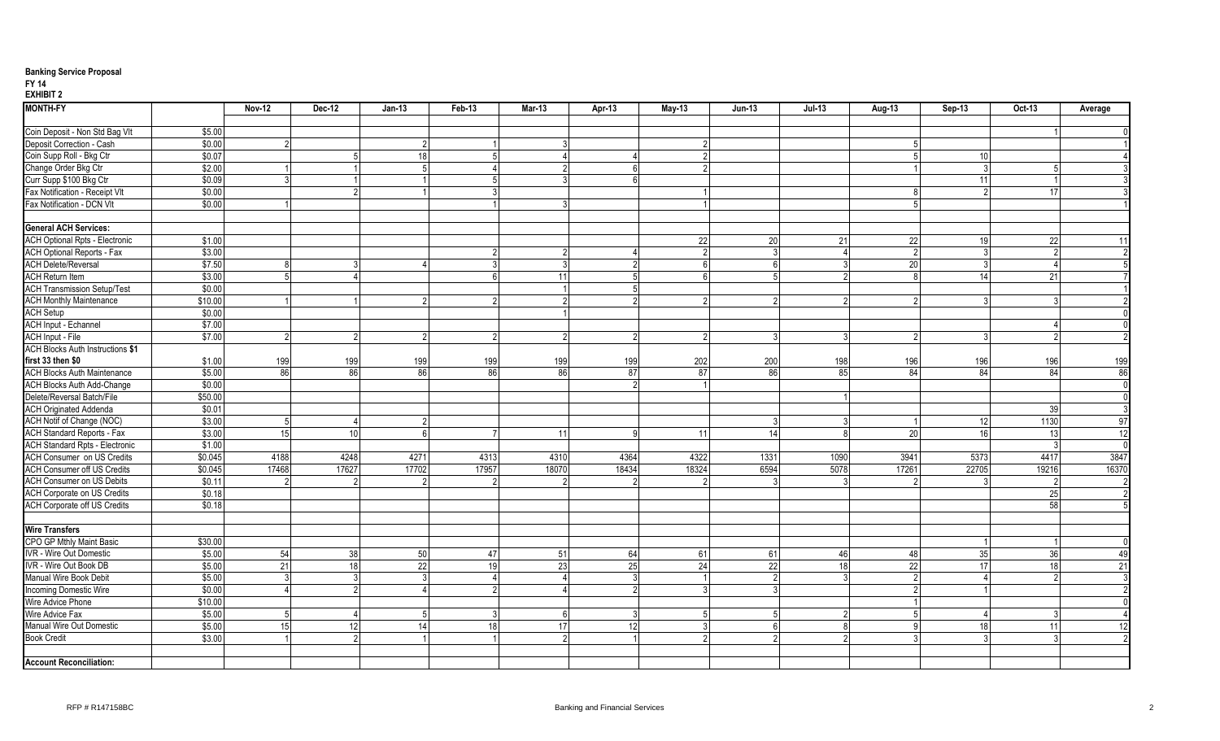**Banking Service Proposal**
**FY 14**
**EXHIBIT 2**

| MONTH-FY | | Nov-12 | Dec-12 | Jan-13 | Feb-13 | Mar-13 | Apr-13 | May-13 | Jun-13 | Jul-13 | Aug-13 | Sep-13 | Oct-13 | Average |
|---|---|---|---|---|---|---|---|---|---|---|---|---|---|---|
| Coin Deposit - Non Std Bag Vlt | $5.00 | | | | | | | | | | | | 1 | 0 |
| Deposit Correction - Cash | $0.00 | 2 | | 2 | 1 | 3 | | 2 | | | 5 | | | 1 |
| Coin Supp Roll - Bkg Ctr | $0.07 | | 5 | 18 | 5 | 4 | 4 | 2 | | | 5 | 10 | | 4 |
| Change Order Bkg Ctr | $2.00 | 1 | 1 | 5 | 4 | 2 | 6 | 2 | | | 1 | 3 | 5 | 3 |
| Curr Supp $100 Bkg Ctr | $0.09 | 3 | 1 | 1 | 5 | 3 | 6 | | | | | 11 | 1 | 3 |
| Fax Notification - Receipt Vlt | $0.00 | | 2 | 1 | 3 | | | 1 | | | 8 | 2 | 17 | 3 |
| Fax Notification - DCN Vlt | $0.00 | 1 | | | 1 | 3 | | 1 | | | 5 | | | 1 |
| | | | | | | | | | | | | | | |
| **General ACH Services:** | | | | | | | | | | | | | | |
| ACH Optional Rpts - Electronic | $1.00 | | | | | | | 22 | 20 | 21 | 22 | 19 | 22 | 11 |
| ACH Optional Reports - Fax | $3.00 | | | | 2 | 2 | 4 | 2 | 3 | 4 | 2 | 3 | 2 | 2 |
| ACH Delete/Reversal | $7.50 | 8 | 3 | 4 | 3 | 3 | 2 | 6 | 6 | 3 | 20 | 3 | 4 | 5 |
| ACH Return Item | $3.00 | 5 | 4 | | 6 | 11 | 5 | 6 | 5 | 2 | 8 | 14 | 21 | 7 |
| ACH Transmission Setup/Test | $0.00 | | | | | 1 | 5 | | | | | | | 1 |
| ACH Monthly Maintenance | $10.00 | 1 | 1 | 2 | 2 | 2 | 2 | 2 | 2 | 2 | 2 | 3 | 3 | 2 |
| ACH Setup | $0.00 | | | | | 1 | | | | | | | | 0 |
| ACH Input - Echannel | $7.00 | | | | | | | | | | | | 4 | 0 |
| ACH Input - File | $7.00 | 2 | 2 | 2 | 2 | 2 | 2 | 2 | 3 | 3 | 2 | 3 | 2 | 2 |
| ACH Blocks Auth Instructions $1 first 33 then $0 | $1.00 | 199 | 199 | 199 | 199 | 199 | 199 | 202 | 200 | 198 | 196 | 196 | 196 | 199 |
| ACH Blocks Auth Maintenance | $5.00 | 86 | 86 | 86 | 86 | 86 | 87 | 87 | 86 | 85 | 84 | 84 | 84 | 86 |
| ACH Blocks Auth Add-Change | $0.00 | | | | | | 2 | 1 | | | | | | 0 |
| Delete/Reversal Batch/File | $50.00 | | | | | | | | | 1 | | | | 0 |
| ACH Originated Addenda | $0.01 | | | | | | | | | | | | 39 | 3 |
| ACH Notif of Change (NOC) | $3.00 | 5 | 4 | 2 | | | | | 3 | 3 | 1 | 12 | 1130 | 97 |
| ACH Standard Reports - Fax | $3.00 | 15 | 10 | 6 | 7 | 11 | 9 | 11 | 14 | 8 | 20 | 16 | 13 | 12 |
| ACH Standard Rpts - Electronic | $1.00 | | | | | | | | | | | | 3 | 0 |
| ACH Consumer on US Credits | $0.045 | 4188 | 4248 | 4271 | 4313 | 4310 | 4364 | 4322 | 1331 | 1090 | 3941 | 5373 | 4417 | 3847 |
| ACH Consumer off US Credits | $0.045 | 17468 | 17627 | 17702 | 17957 | 18070 | 18434 | 18324 | 6594 | 5078 | 17261 | 22705 | 19216 | 16370 |
| ACH Consumer on US Debits | $0.11 | 2 | 2 | 2 | 2 | 2 | 2 | 2 | 3 | 3 | 2 | 3 | 2 | 2 |
| ACH Corporate on US Credits | $0.18 | | | | | | | | | | | | 25 | 2 |
| ACH Corporate off US Credits | $0.18 | | | | | | | | | | | | 58 | 5 |
| | | | | | | | | | | | | | | |
| **Wire Transfers** | | | | | | | | | | | | | | |
| CPO GP Mthly Maint Basic | $30.00 | | | | | | | | | | | 1 | 1 | 0 |
| IVR - Wire Out Domestic | $5.00 | 54 | 38 | 50 | 47 | 51 | 64 | 61 | 61 | 46 | 48 | 35 | 36 | 49 |
| IVR - Wire Out Book DB | $5.00 | 21 | 18 | 22 | 19 | 23 | 25 | 24 | 22 | 18 | 22 | 17 | 18 | 21 |
| Manual Wire Book Debit | $5.00 | 3 | 3 | 3 | 4 | 4 | 3 | 1 | 2 | 3 | 2 | 4 | 2 | 3 |
| Incoming Domestic Wire | $0.00 | 4 | 2 | 4 | 2 | 4 | 2 | 3 | 3 | | 2 | 1 | | 2 |
| Wire Advice Phone | $10.00 | | | | | | | | | | 1 | | | 0 |
| Wire Advice Fax | $5.00 | 5 | 4 | 5 | 3 | 6 | 3 | 5 | 5 | 2 | 5 | 4 | 3 | 4 |
| Manual Wire Out Domestic | $5.00 | 15 | 12 | 14 | 18 | 17 | 12 | 3 | 6 | 8 | 9 | 18 | 11 | 12 |
| Book Credit | $3.00 | 1 | 2 | 1 | 1 | 2 | 1 | 2 | 2 | 2 | 3 | 3 | 3 | 2 |
| | | | | | | | | | | | | | | |
| **Account Reconciliation:** | | | | | | | | | | | | | | |

RFP # R147158BC | Banking and Financial Services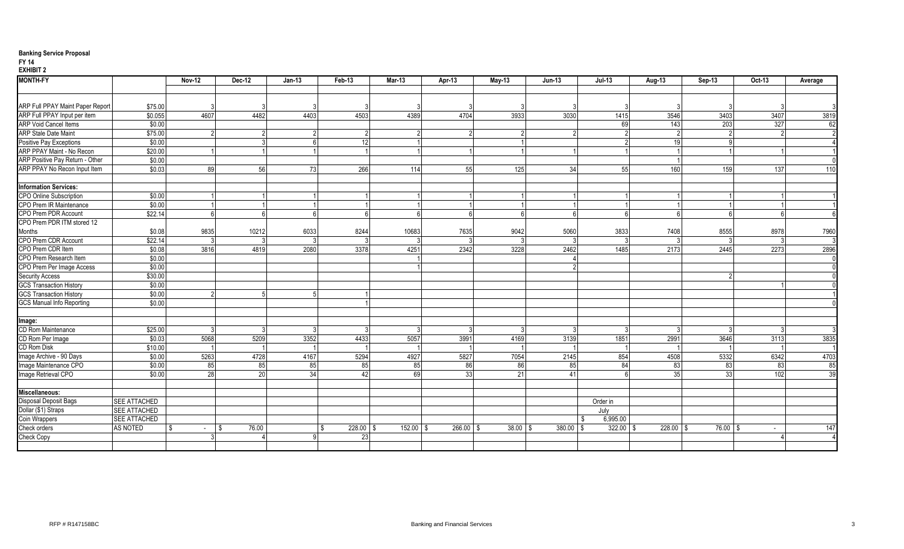**Banking Service Proposal**
**FY 14**
**EXHIBIT 2**

| MONTH-FY | | Nov-12 | Dec-12 | Jan-13 | Feb-13 | Mar-13 | Apr-13 | May-13 | Jun-13 | Jul-13 | Aug-13 | Sep-13 | Oct-13 | Average |
|---|---|---|---|---|---|---|---|---|---|---|---|---|---|---|
| ARP Full PPAY Maint Paper Report | $75.00 | 3 | 3 | 3 | 3 | 3 | 3 | 3 | 3 | 3 | 3 | 3 | 3 | 3 |
| ARP Full PPAY Input per item | $0.055 | 4607 | 4482 | 4403 | 4503 | 4389 | 4704 | 3933 | 3030 | 1415 | 3546 | 3403 | 3407 | 3819 |
| ARP Void Cancel Items | $0.00 | | | | | | | | | 69 | 143 | 203 | 327 | 62 |
| ARP Stale Date Maint | $75.00 | 2 | 2 | 2 | 2 | 2 | 2 | 2 | 2 | 2 | 2 | 2 | 2 | 2 |
| Positive Pay Exceptions | $0.00 | | 3 | 6 | 12 | 1 | | 1 | | 2 | 19 | 9 | | 4 |
| ARP PPAY Maint - No Recon | $20.00 | 1 | 1 | 1 | 1 | 1 | 1 | 1 | 1 | 1 | 1 | 1 | 1 | 1 |
| ARP Positive Pay Return - Other | $0.00 | | | | | | | | | | 1 | | | 0 |
| ARP PPAY No Recon Input Item | $0.03 | 89 | 56 | 73 | 266 | 114 | 55 | 125 | 34 | 55 | 160 | 159 | 137 | 110 |
| **Information Services:** | | | | | | | | | | | | | | |
| CPO Online Subscription | $0.00 | 1 | 1 | 1 | 1 | 1 | 1 | 1 | 1 | 1 | 1 | 1 | 1 | 1 |
| CPO Prem IR Maintenance | $0.00 | 1 | 1 | 1 | 1 | 1 | 1 | 1 | 1 | 1 | 1 | 1 | 1 | 1 |
| CPO Prem PDR Account | $22.14 | 6 | 6 | 6 | 6 | 6 | 6 | 6 | 6 | 6 | 6 | 6 | 6 | 6 |
| CPO Prem PDR ITM stored 12 Months | $0.08 | 9835 | 10212 | 6033 | 8244 | 10683 | 7635 | 9042 | 5060 | 3833 | 7408 | 8555 | 8978 | 7960 |
| CPO Prem CDR Account | $22.14 | 3 | 3 | 3 | 3 | 3 | 3 | 3 | 3 | 3 | 3 | 3 | 3 | 3 |
| CPO Prem CDR Item | $0.08 | 3816 | 4819 | 2080 | 3378 | 4251 | 2342 | 3228 | 2462 | 1485 | 2173 | 2445 | 2273 | 2896 |
| CPO Prem Research Item | $0.00 | | | | | | | | 4 | | | | | 0 |
| CPO Prem Per Image Access | $0.00 | | | | | 1 | | | 2 | | | | | 0 |
| Security Access | $30.00 | | | | | | | | | | | 2 | | 0 |
| GCS Transaction History | $0.00 | | | | | | | | | | | | 1 | 0 |
| GCS Transaction History | $0.00 | 2 | 5 | 5 | 1 | | | | | | | | | 1 |
| GCS Manual Info Reporting | $0.00 | | | | 1 | | | | | | | | | 0 |
| **Image:** | | | | | | | | | | | | | | |
| CD Rom Maintenance | $25.00 | 3 | 3 | 3 | 3 | 3 | 3 | 3 | 3 | 3 | 3 | 3 | 3 | 3 |
| CD Rom Per Image | $0.03 | 5068 | 5209 | 3352 | 4433 | 5057 | 3991 | 4169 | 3139 | 1851 | 2991 | 3646 | 3113 | 3835 |
| CD Rom Disk | $10.00 | 1 | 1 | 1 | 1 | 1 | 1 | 1 | 1 | 1 | 1 | 1 | 1 | 1 |
| Image Archive - 90 Days | $0.00 | 5263 | 4728 | 4167 | 5294 | 4927 | 5827 | 7054 | 2145 | 854 | 4508 | 5332 | 6342 | 4703 |
| Image Maintenance CPO | $0.00 | 85 | 85 | 85 | 85 | 85 | 86 | 86 | 85 | 84 | 83 | 83 | 83 | 85 |
| Image Retrieval CPO | $0.00 | 28 | 20 | 34 | 42 | 69 | 33 | 21 | 41 | 6 | 35 | 33 | 102 | 39 |
| **Miscellaneous:** | | | | | | | | | | | | | | |
| Disposal Deposit Bags | SEE ATTACHED | | | | | | | | | Order in | | | | |
| Dollar ($1) Straps | SEE ATTACHED | | | | | | | | | July | | | | |
| Coin Wrappers | SEE ATTACHED | | | | | | | | | $ 6,995.00 | | | | |
| Check orders | AS NOTED | $ - | $ 76.00 | | $ 228.00 | $ 152.00 | $ 266.00 | $ 38.00 | $ 380.00 | $ 322.00 | $ 228.00 | $ 76.00 | $ - | 147 |
| Check Copy | | 3 | 4 | 9 | 23 | | | | | | | | 4 | 4 |

RFP # R147158BC — Banking and Financial Services